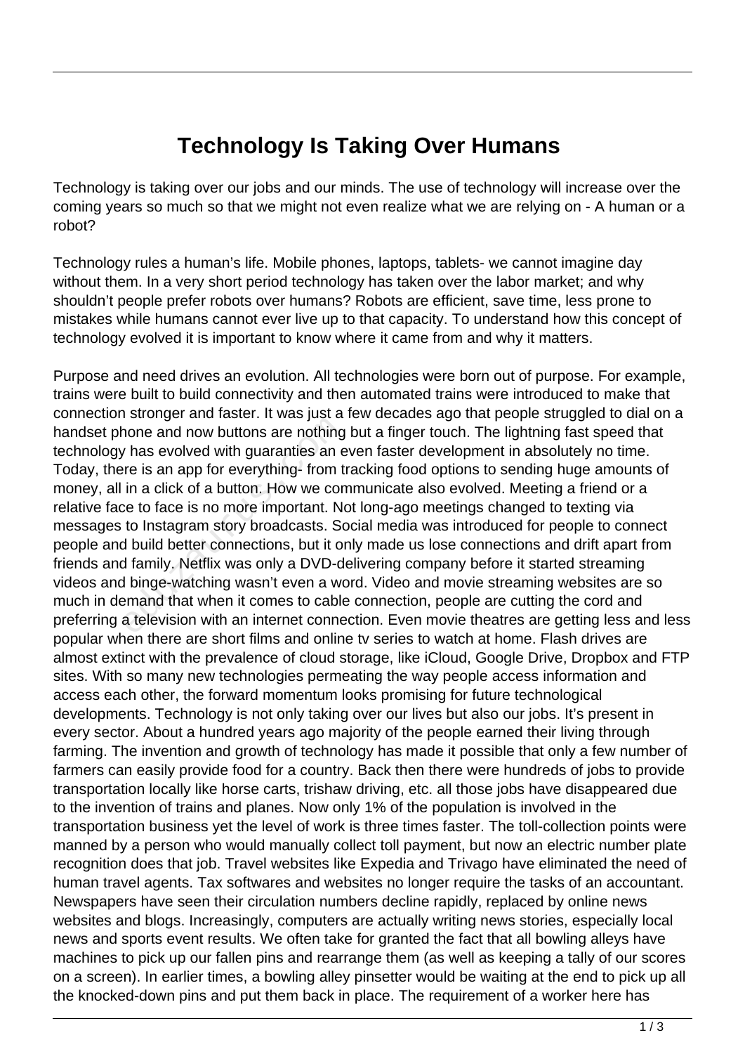# Technology Is Taking Over Humans

Technology is taking over our jobs and our minds. The use of technology will increase over the coming years so much so that we might not even realize what we are relying on - A human or a robot?

Technology rules a human's life. Mobile phones, laptops, tablets- we cannot imagine day without them. In a very short period technology has taken over the labor market; and why shouldn't people prefer robots over humans? Robots are efficient, save time, less prone to mistakes while humans cannot ever live up to that capacity. To understand how this concept of technology evolved it is important to know where it came from and why it matters.

Purpose and need drives an evolution. All technologies were born out of purpose. For example, trains were built to build connectivity and then automated trains were introduced to make that connection stronger and faster. It was just a few decades ago that people struggled to dial on a handset phone and now buttons are nothing but a finger touch. The lightning fast speed that technology has evolved with guaranties an even faster development in absolutely no time. Today, there is an app for everything- from tracking food options to sending huge amounts of money, all in a click of a button. How we communicate also evolved. Meeting a friend or a relative face to face is no more important. Not long-ago meetings changed to texting via messages to Instagram story broadcasts. Social media was introduced for people to connect people and build better connections, but it only made us lose connections and drift apart from friends and family. Netflix was only a DVD-delivering company before it started streaming videos and binge-watching wasn't even a word. Video and movie streaming websites are so much in demand that when it comes to cable connection, people are cutting the cord and preferring a television with an internet connection. Even movie theatres are getting less and less popular when there are short films and online tv series to watch at home. Flash drives are almost extinct with the prevalence of cloud storage, like iCloud, Google Drive, Dropbox and FTP sites. With so many new technologies permeating the way people access information and access each other, the forward momentum looks promising for future technological developments. Technology is not only taking over our lives but also our jobs. It's present in every sector. About a hundred years ago majority of the people earned their living through farming. The invention and growth of technology has made it possible that only a few number of farmers can easily provide food for a country. Back then there were hundreds of jobs to provide transportation locally like horse carts, trishaw driving, etc. all those jobs have disappeared due to the invention of trains and planes. Now only 1% of the population is involved in the transportation business yet the level of work is three times faster. The toll-collection points were manned by a person who would manually collect toll payment, but now an electric number plate recognition does that job. Travel websites like Expedia and Trivago have eliminated the need of human travel agents. Tax softwares and websites no longer require the tasks of an accountant. Newspapers have seen their circulation numbers decline rapidly, replaced by online news websites and blogs. Increasingly, computers are actually writing news stories, especially local news and sports event results. We often take for granted the fact that all bowling alleys have machines to pick up our fallen pins and rearrange them (as well as keeping a tally of our scores on a screen). In earlier times, a bowling alley pinsetter would be waiting at the end to pick up all the knocked-down pins and put them back in place. The requirement of a worker here has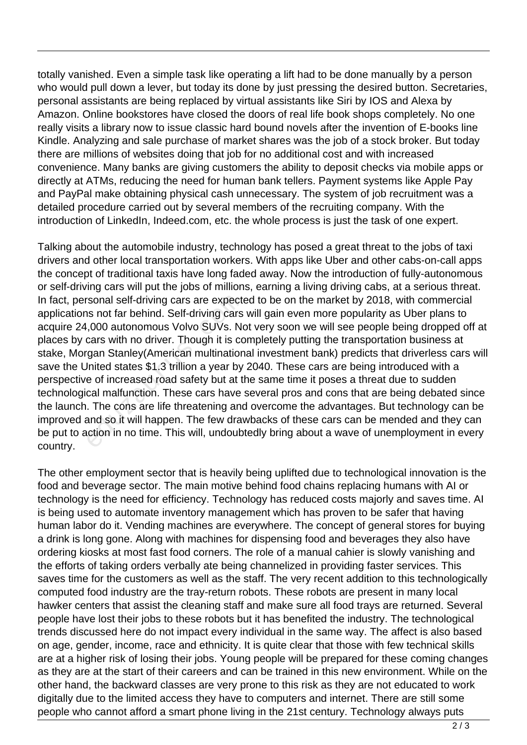totally vanished. Even a simple task like operating a lift had to be done manually by a person who would pull down a lever, but today its done by just pressing the desired button. Secretaries, personal assistants are being replaced by virtual assistants like Siri by IOS and Alexa by Amazon. Online bookstores have closed the doors of real life book shops completely. No one really visits a library now to issue classic hard bound novels after the invention of E-books line Kindle. Analyzing and sale purchase of market shares was the job of a stock broker. But today there are millions of websites doing that job for no additional cost and with increased convenience. Many banks are giving customers the ability to deposit checks via mobile apps or directly at ATMs, reducing the need for human bank tellers. Payment systems like Apple Pay and PayPal make obtaining physical cash unnecessary. The system of job recruitment was a detailed procedure carried out by several members of the recruiting company. With the introduction of LinkedIn, Indeed.com, etc. the whole process is just the task of one expert.

Talking about the automobile industry, technology has posed a great threat to the jobs of taxi drivers and other local transportation workers. With apps like Uber and other cabs-on-call apps the concept of traditional taxis have long faded away. Now the introduction of fully-autonomous or self-driving cars will put the jobs of millions, earning a living driving cabs, at a serious threat. In fact, personal self-driving cars are expected to be on the market by 2018, with commercial applications not far behind. Self-driving cars will gain even more popularity as Uber plans to acquire 24,000 autonomous Volvo SUVs. Not very soon we will see people being dropped off at places by cars with no driver. Though it is completely putting the transportation business at stake, Morgan Stanley(American multinational investment bank) predicts that driverless cars will save the United states $1.3 trillion a year by 2040. These cars are being introduced with a perspective of increased road safety but at the same time it poses a threat due to sudden technological malfunction. These cars have several pros and cons that are being debated since the launch. The cons are life threatening and overcome the advantages. But technology can be improved and so it will happen. The few drawbacks of these cars can be mended and they can be put to action in no time. This will, undoubtedly bring about a wave of unemployment in every country.

The other employment sector that is heavily being uplifted due to technological innovation is the food and beverage sector. The main motive behind food chains replacing humans with AI or technology is the need for efficiency. Technology has reduced costs majorly and saves time. AI is being used to automate inventory management which has proven to be safer that having human labor do it. Vending machines are everywhere. The concept of general stores for buying a drink is long gone. Along with machines for dispensing food and beverages they also have ordering kiosks at most fast food corners. The role of a manual cahier is slowly vanishing and the efforts of taking orders verbally ate being channelized in providing faster services. This saves time for the customers as well as the staff. The very recent addition to this technologically computed food industry are the tray-return robots. These robots are present in many local hawker centers that assist the cleaning staff and make sure all food trays are returned. Several people have lost their jobs to these robots but it has benefited the industry. The technological trends discussed here do not impact every individual in the same way. The affect is also based on age, gender, income, race and ethnicity. It is quite clear that those with few technical skills are at a higher risk of losing their jobs. Young people will be prepared for these coming changes as they are at the start of their careers and can be trained in this new environment. While on the other hand, the backward classes are very prone to this risk as they are not educated to work digitally due to the limited access they have to computers and internet. There are still some people who cannot afford a smart phone living in the 21st century. Technology always puts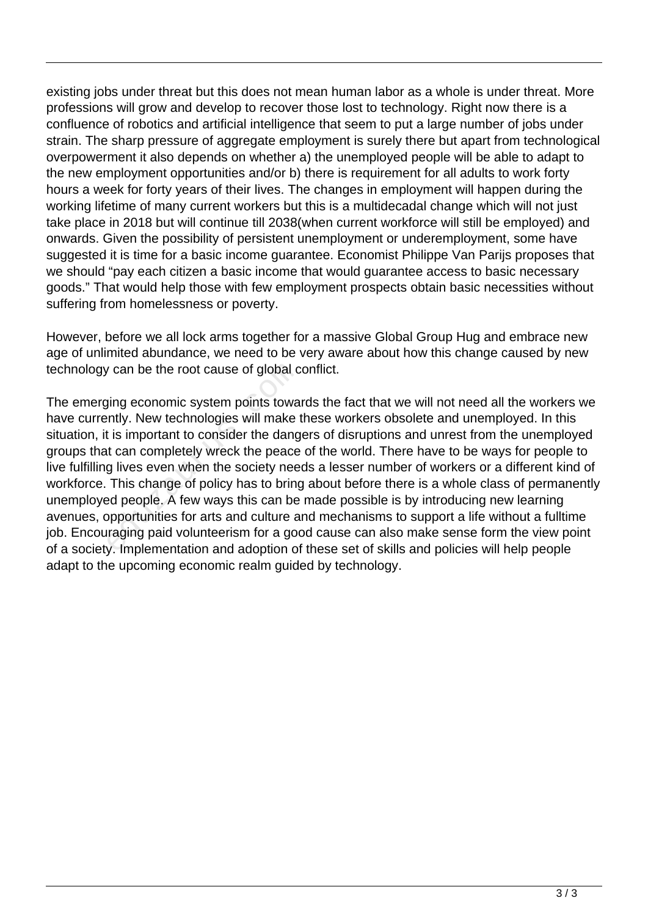existing jobs under threat but this does not mean human labor as a whole is under threat. More professions will grow and develop to recover those lost to technology. Right now there is a confluence of robotics and artificial intelligence that seem to put a large number of jobs under strain. The sharp pressure of aggregate employment is surely there but apart from technological overpowerment it also depends on whether a) the unemployed people will be able to adapt to the new employment opportunities and/or b) there is requirement for all adults to work forty hours a week for forty years of their lives. The changes in employment will happen during the working lifetime of many current workers but this is a multidecadal change which will not just take place in 2018 but will continue till 2038(when current workforce will still be employed) and onwards. Given the possibility of persistent unemployment or underemployment, some have suggested it is time for a basic income guarantee. Economist Philippe Van Parijs proposes that we should "pay each citizen a basic income that would guarantee access to basic necessary goods." That would help those with few employment prospects obtain basic necessities without suffering from homelessness or poverty.

However, before we all lock arms together for a massive Global Group Hug and embrace new age of unlimited abundance, we need to be very aware about how this change caused by new technology can be the root cause of global conflict.

The emerging economic system points towards the fact that we will not need all the workers we have currently. New technologies will make these workers obsolete and unemployed. In this situation, it is important to consider the dangers of disruptions and unrest from the unemployed groups that can completely wreck the peace of the world. There have to be ways for people to live fulfilling lives even when the society needs a lesser number of workers or a different kind of workforce. This change of policy has to bring about before there is a whole class of permanently unemployed people. A few ways this can be made possible is by introducing new learning avenues, opportunities for arts and culture and mechanisms to support a life without a fulltime job. Encouraging paid volunteerism for a good cause can also make sense form the view point of a society. Implementation and adoption of these set of skills and policies will help people adapt to the upcoming economic realm guided by technology.